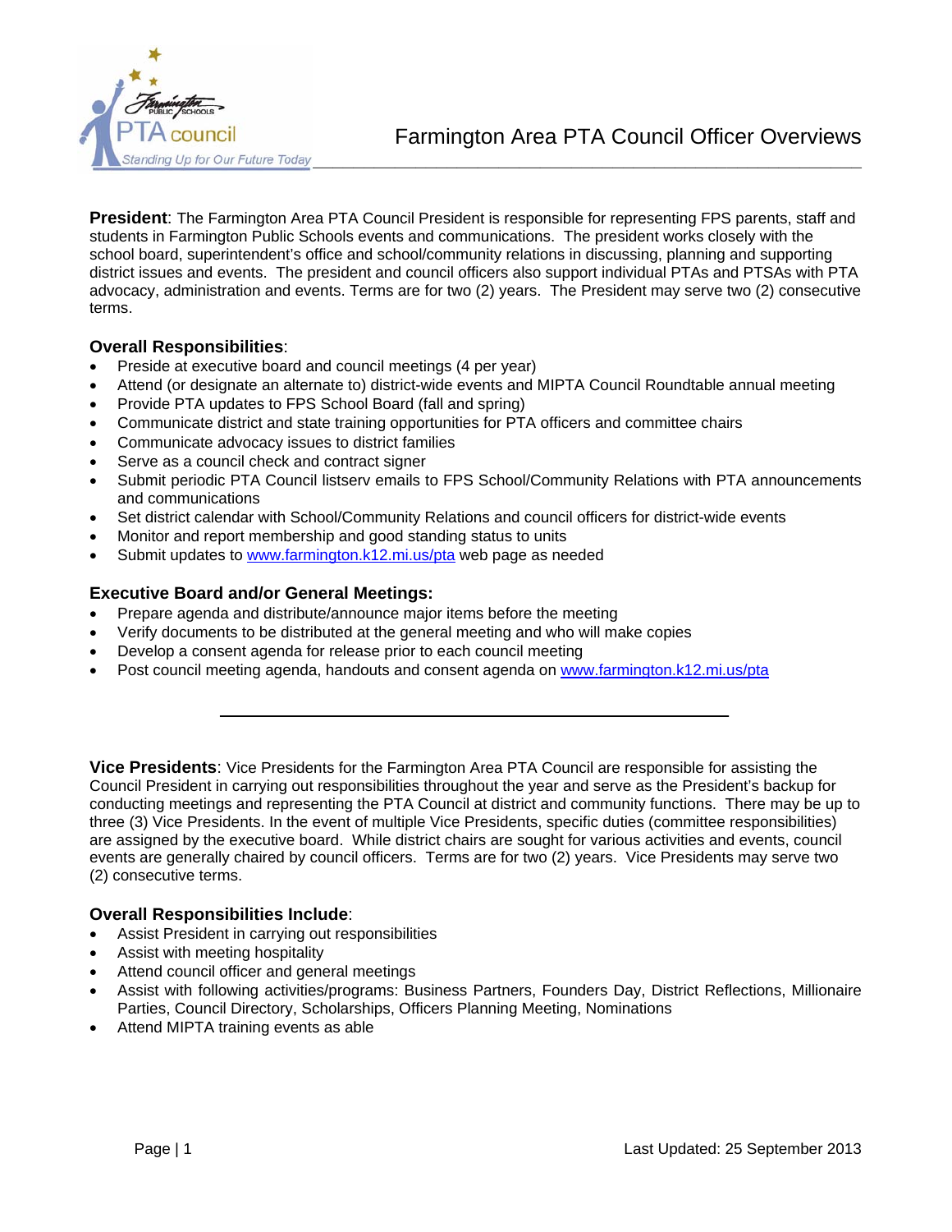# Farmington Area PTA Council Officer Overviews

**President**: The Farmington Area PTA Council President is responsible for representing FPS parents, staff and students in Farmington Public Schools events and communications. The president works closely with the school board, superintendent's office and school/community relations in discussing, planning and supporting district issues and events. The president and council officers also support individual PTAs and PTSAs with PTA advocacy, administration and events. Terms are for two (2) years. The President may serve two (2) consecutive terms.

### Overall Responsibilities:

- Preside at executive board and council meetings (4 per year)
- Attend (or designate an alternate to) district-wide events and MIPTA Council Roundtable annual meeting
- Provide PTA updates to FPS School Board (fall and spring)
- Communicate district and state training opportunities for PTA officers and committee chairs
- Communicate advocacy issues to district families
- Serve as a council check and contract signer
- Submit periodic PTA Council listserv emails to FPS School/Community Relations with PTA announcements and communications
- Set district calendar with School/Community Relations and council officers for district-wide events
- Monitor and report membership and good standing status to units
- Submit updates to www.farmington.k12.mi.us/pta web page as needed

### Executive Board and/or General Meetings:

- Prepare agenda and distribute/announce major items before the meeting
- Verify documents to be distributed at the general meeting and who will make copies
- Develop a consent agenda for release prior to each council meeting
- Post council meeting agenda, handouts and consent agenda on www.farmington.k12.mi.us/pta

---

**Vice Presidents**: Vice Presidents for the Farmington Area PTA Council are responsible for assisting the Council President in carrying out responsibilities throughout the year and serve as the President's backup for conducting meetings and representing the PTA Council at district and community functions. There may be up to three (3) Vice Presidents. In the event of multiple Vice Presidents, specific duties (committee responsibilities) are assigned by the executive board. While district chairs are sought for various activities and events, council events are generally chaired by council officers. Terms are for two (2) years. Vice Presidents may serve two (2) consecutive terms.

### Overall Responsibilities Include:

- Assist President in carrying out responsibilities
- Assist with meeting hospitality
- Attend council officer and general meetings
- Assist with following activities/programs: Business Partners, Founders Day, District Reflections, Millionaire Parties, Council Directory, Scholarships, Officers Planning Meeting, Nominations
- Attend MIPTA training events as able

Last Updated: 25 September 2013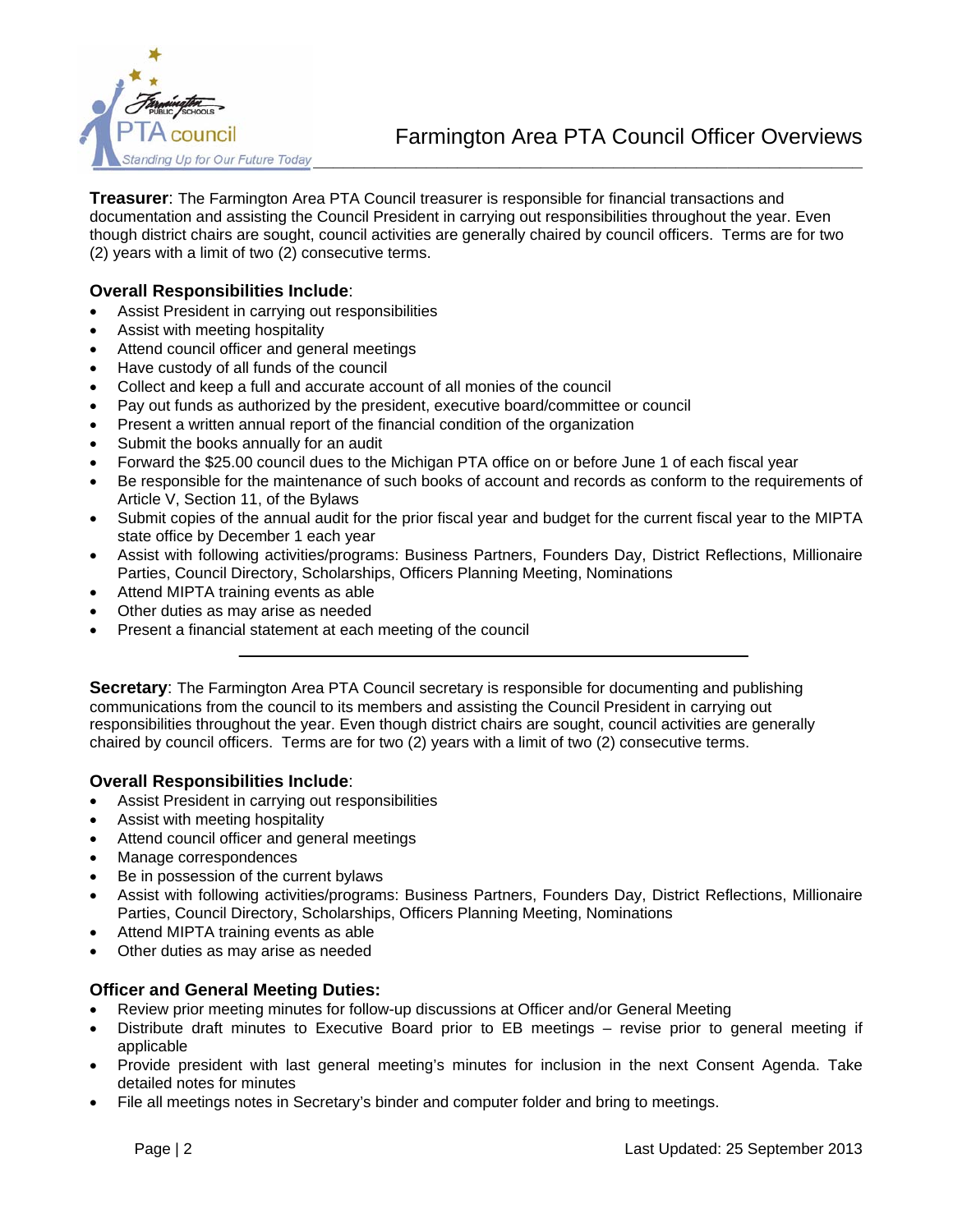**Treasurer**: The Farmington Area PTA Council treasurer is responsible for financial transactions and documentation and assisting the Council President in carrying out responsibilities throughout the year. Even though district chairs are sought, council activities are generally chaired by council officers. Terms are for two (2) years with a limit of two (2) consecutive terms.

### Overall Responsibilities Include:

- Assist President in carrying out responsibilities
- Assist with meeting hospitality
- Attend council officer and general meetings
- Have custody of all funds of the council
- Collect and keep a full and accurate account of all monies of the council
- Pay out funds as authorized by the president, executive board/committee or council
- Present a written annual report of the financial condition of the organization
- Submit the books annually for an audit
- Forward the $25.00 council dues to the Michigan PTA office on or before June 1 of each fiscal year
- Be responsible for the maintenance of such books of account and records as conform to the requirements of Article V, Section 11, of the Bylaws
- Submit copies of the annual audit for the prior fiscal year and budget for the current fiscal year to the MIPTA state office by December 1 each year
- Assist with following activities/programs: Business Partners, Founders Day, District Reflections, Millionaire Parties, Council Directory, Scholarships, Officers Planning Meeting, Nominations
- Attend MIPTA training events as able
- Other duties as may arise as needed
- Present a financial statement at each meeting of the council

---

**Secretary**: The Farmington Area PTA Council secretary is responsible for documenting and publishing communications from the council to its members and assisting the Council President in carrying out responsibilities throughout the year. Even though district chairs are sought, council activities are generally chaired by council officers. Terms are for two (2) years with a limit of two (2) consecutive terms.

### Overall Responsibilities Include:

- Assist President in carrying out responsibilities
- Assist with meeting hospitality
- Attend council officer and general meetings
- Manage correspondences
- Be in possession of the current bylaws
- Assist with following activities/programs: Business Partners, Founders Day, District Reflections, Millionaire Parties, Council Directory, Scholarships, Officers Planning Meeting, Nominations
- Attend MIPTA training events as able
- Other duties as may arise as needed

### Officer and General Meeting Duties:

- Review prior meeting minutes for follow-up discussions at Officer and/or General Meeting
- Distribute draft minutes to Executive Board prior to EB meetings – revise prior to general meeting if applicable
- Provide president with last general meeting's minutes for inclusion in the next Consent Agenda. Take detailed notes for minutes
- File all meetings notes in Secretary's binder and computer folder and bring to meetings.